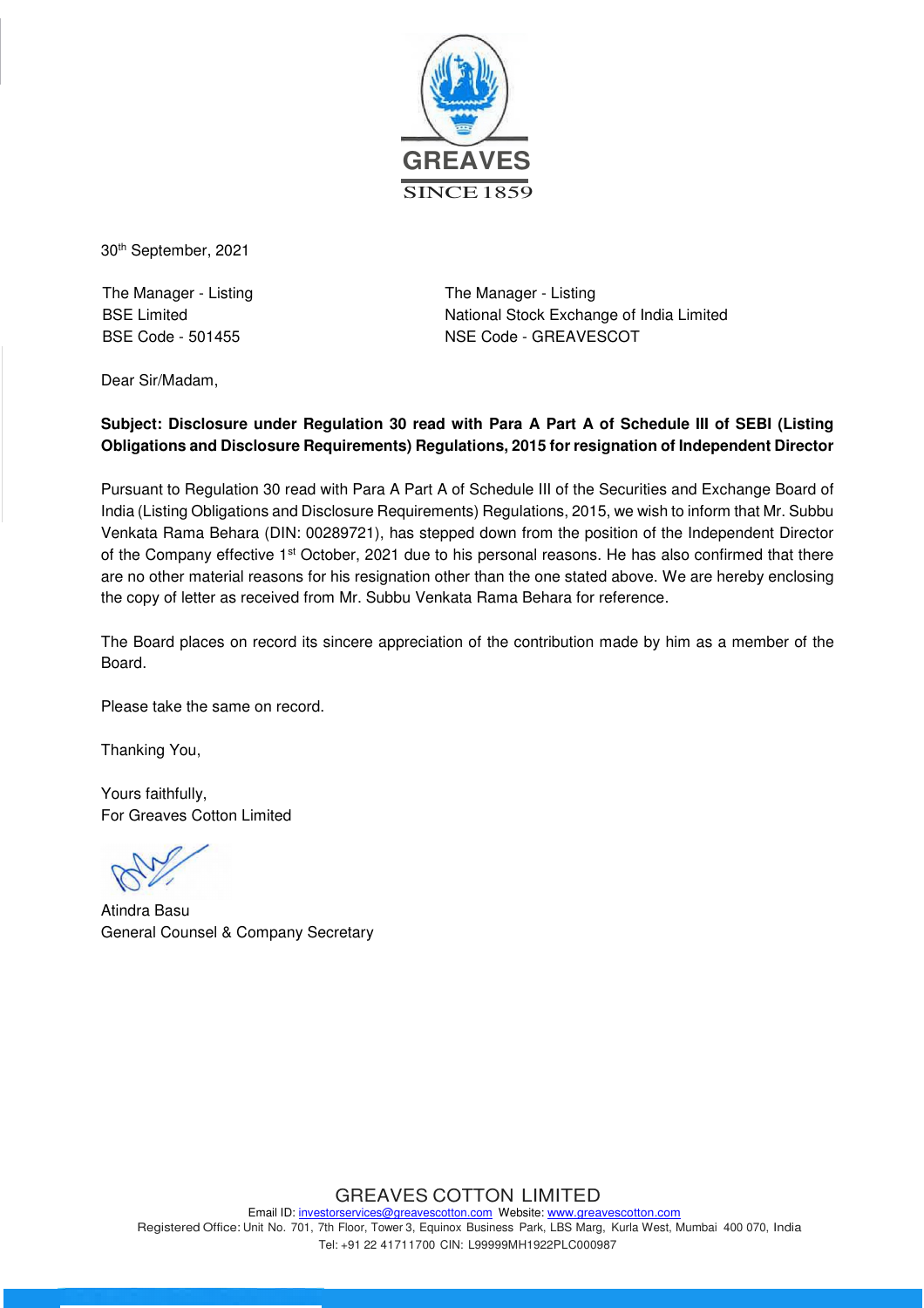GREAVES

SINCE 1859

30th September, 2021

The Manager - Listing
BSE Limited
BSE Code - 501455

The Manager - Listing
National Stock Exchange of India Limited
NSE Code - GREAVESCOT

Dear Sir/Madam,

**Subject: Disclosure under Regulation 30 read with Para A Part A of Schedule III of SEBI (Listing Obligations and Disclosure Requirements) Regulations, 2015 for resignation of Independent Director**

Pursuant to Regulation 30 read with Para A Part A of Schedule III of the Securities and Exchange Board of India (Listing Obligations and Disclosure Requirements) Regulations, 2015, we wish to inform that Mr. Subbu Venkata Rama Behara (DIN: 00289721), has stepped down from the position of the Independent Director of the Company effective 1st October, 2021 due to his personal reasons. He has also confirmed that there are no other material reasons for his resignation other than the one stated above. We are hereby enclosing the copy of letter as received from Mr. Subbu Venkata Rama Behara for reference.

The Board places on record its sincere appreciation of the contribution made by him as a member of the Board.

Please take the same on record.

Thanking You,

Yours faithfully,
For Greaves Cotton Limited

Atindra Basu
General Counsel & Company Secretary

GREAVES COTTON LIMITED
Email ID: investorservices@greavescotton.com Website: www.greavescotton.com
Registered Office: Unit No. 701, 7th Floor, Tower 3, Equinox Business Park, LBS Marg, Kurla West, Mumbai 400 070, India
Tel: +91 22 41711700 CIN: L99999MH1922PLC000987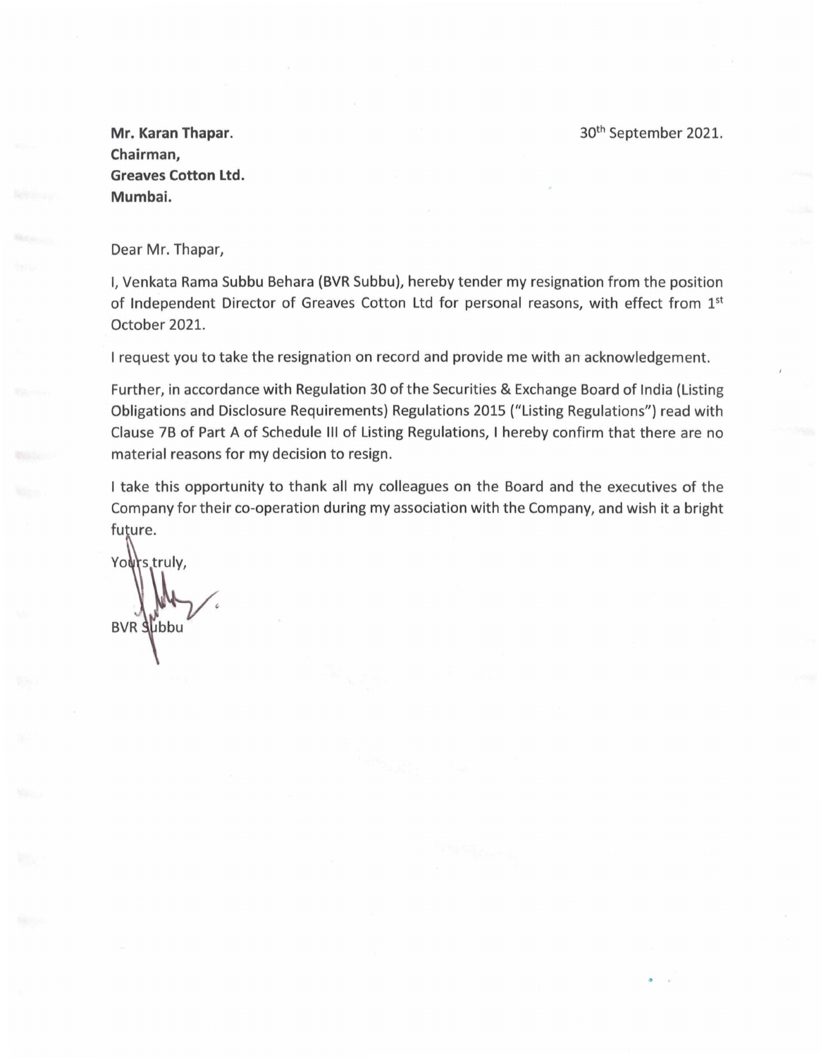**Mr. Karan Thapar.**
**Chairman,**
**Greaves Cotton Ltd.**
**Mumbai.**

30th September 2021.

Dear Mr. Thapar,

I, Venkata Rama Subbu Behara (BVR Subbu), hereby tender my resignation from the position of Independent Director of Greaves Cotton Ltd for personal reasons, with effect from 1st October 2021.

I request you to take the resignation on record and provide me with an acknowledgement.

Further, in accordance with Regulation 30 of the Securities & Exchange Board of India (Listing Obligations and Disclosure Requirements) Regulations 2015 ("Listing Regulations") read with Clause 7B of Part A of Schedule III of Listing Regulations, I hereby confirm that there are no material reasons for my decision to resign.

I take this opportunity to thank all my colleagues on the Board and the executives of the Company for their co-operation during my association with the Company, and wish it a bright future.

Yours truly,

BVR Subbu